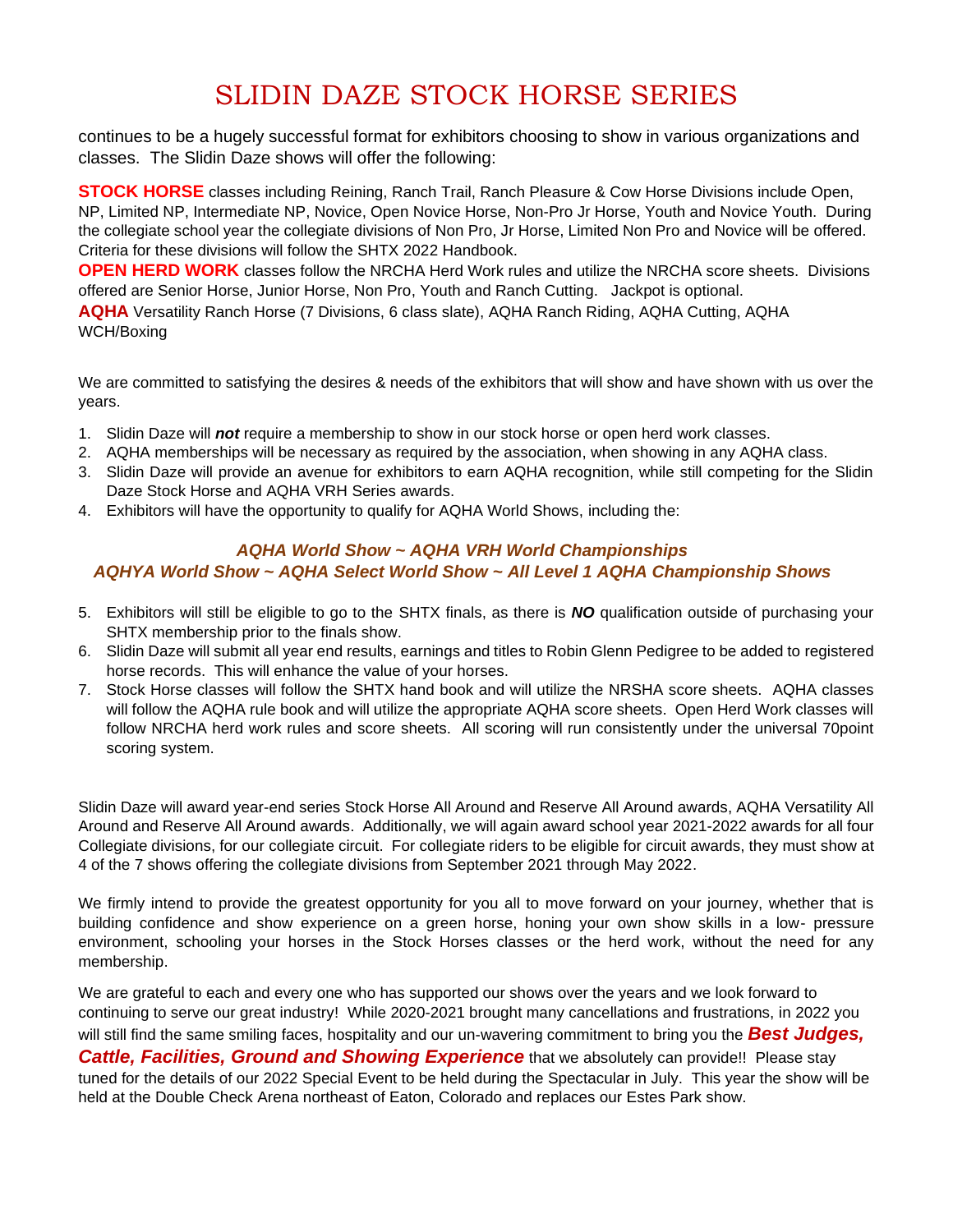# SLIDIN DAZE STOCK HORSE SERIES

continues to be a hugely successful format for exhibitors choosing to show in various organizations and classes. The Slidin Daze shows will offer the following:

**STOCK HORSE** classes including Reining, Ranch Trail, Ranch Pleasure & Cow Horse Divisions include Open, NP, Limited NP, Intermediate NP, Novice, Open Novice Horse, Non-Pro Jr Horse, Youth and Novice Youth. During the collegiate school year the collegiate divisions of Non Pro, Jr Horse, Limited Non Pro and Novice will be offered. Criteria for these divisions will follow the SHTX 2022 Handbook.

**OPEN HERD WORK** classes follow the NRCHA Herd Work rules and utilize the NRCHA score sheets. Divisions offered are Senior Horse, Junior Horse, Non Pro, Youth and Ranch Cutting. Jackpot is optional.

**AQHA** Versatility Ranch Horse (7 Divisions, 6 class slate), AQHA Ranch Riding, AQHA Cutting, AQHA WCH/Boxing

We are committed to satisfying the desires & needs of the exhibitors that will show and have shown with us over the years.

1. Slidin Daze will ***not*** require a membership to show in our stock horse or open herd work classes.
2. AQHA memberships will be necessary as required by the association, when showing in any AQHA class.
3. Slidin Daze will provide an avenue for exhibitors to earn AQHA recognition, while still competing for the Slidin Daze Stock Horse and AQHA VRH Series awards.
4. Exhibitors will have the opportunity to qualify for AQHA World Shows, including the:

***AQHA World Show ~ AQHA VRH World Championships***
***AQHYA World Show ~ AQHA Select World Show ~ All Level 1 AQHA Championship Shows***

5. Exhibitors will still be eligible to go to the SHTX finals, as there is ***NO*** qualification outside of purchasing your SHTX membership prior to the finals show.
6. Slidin Daze will submit all year end results, earnings and titles to Robin Glenn Pedigree to be added to registered horse records. This will enhance the value of your horses.
7. Stock Horse classes will follow the SHTX hand book and will utilize the NRSHA score sheets. AQHA classes will follow the AQHA rule book and will utilize the appropriate AQHA score sheets. Open Herd Work classes will follow NRCHA herd work rules and score sheets. All scoring will run consistently under the universal 70point scoring system.

Slidin Daze will award year-end series Stock Horse All Around and Reserve All Around awards, AQHA Versatility All Around and Reserve All Around awards. Additionally, we will again award school year 2021-2022 awards for all four Collegiate divisions, for our collegiate circuit. For collegiate riders to be eligible for circuit awards, they must show at 4 of the 7 shows offering the collegiate divisions from September 2021 through May 2022.

We firmly intend to provide the greatest opportunity for you all to move forward on your journey, whether that is building confidence and show experience on a green horse, honing your own show skills in a low- pressure environment, schooling your horses in the Stock Horses classes or the herd work, without the need for any membership.

We are grateful to each and every one who has supported our shows over the years and we look forward to continuing to serve our great industry! While 2020-2021 brought many cancellations and frustrations, in 2022 you will still find the same smiling faces, hospitality and our un-wavering commitment to bring you the ***Best Judges, Cattle, Facilities, Ground and Showing Experience*** that we absolutely can provide!! Please stay tuned for the details of our 2022 Special Event to be held during the Spectacular in July. This year the show will be held at the Double Check Arena northeast of Eaton, Colorado and replaces our Estes Park show.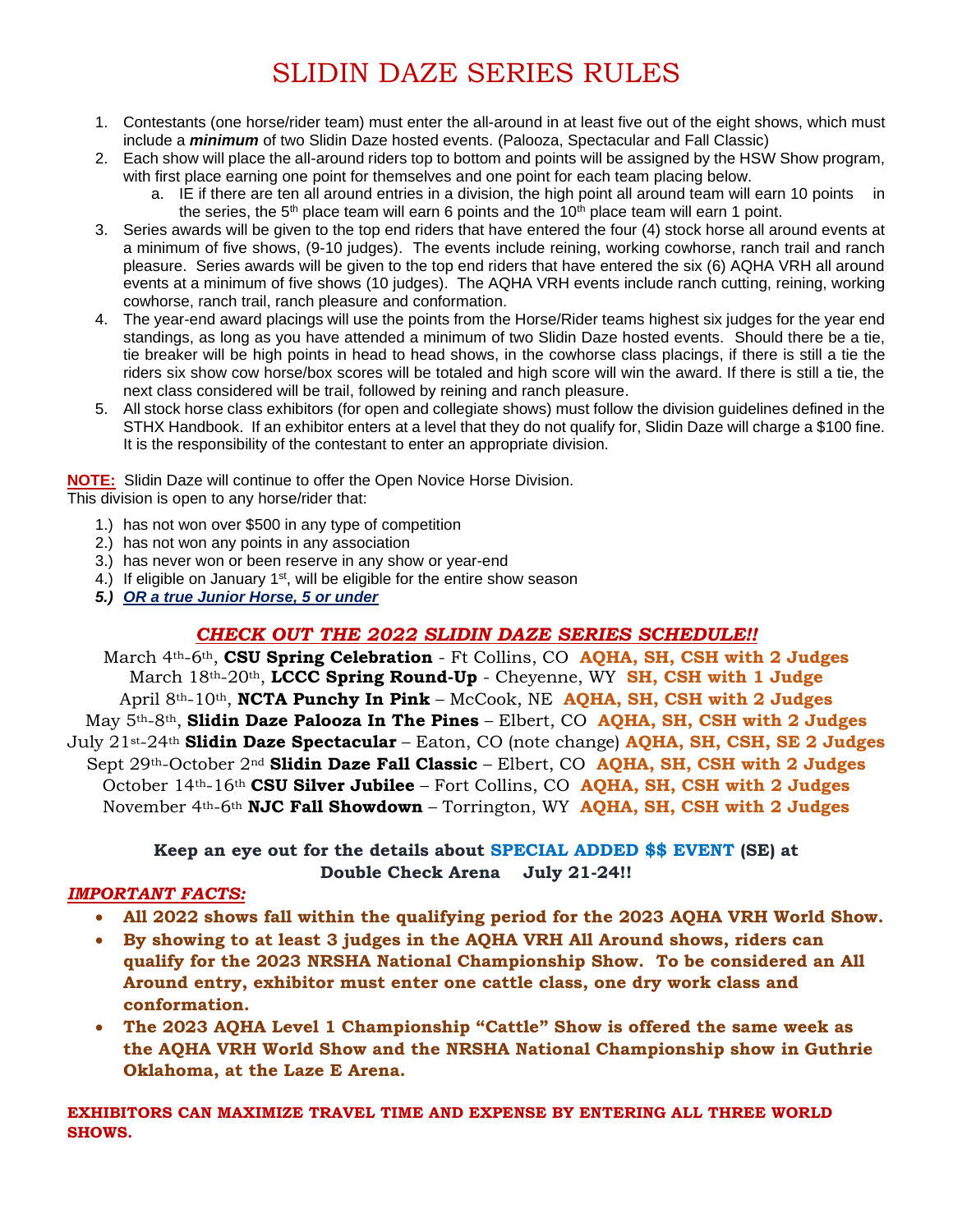# SLIDIN DAZE SERIES RULES

1. Contestants (one horse/rider team) must enter the all-around in at least five out of the eight shows, which must include a ***minimum*** of two Slidin Daze hosted events. (Palooza, Spectacular and Fall Classic)
2. Each show will place the all-around riders top to bottom and points will be assigned by the HSW Show program, with first place earning one point for themselves and one point for each team placing below.
   a. IE if there are ten all around entries in a division, the high point all around team will earn 10 points in the series, the 5th place team will earn 6 points and the 10th place team will earn 1 point.
3. Series awards will be given to the top end riders that have entered the four (4) stock horse all around events at a minimum of five shows, (9-10 judges). The events include reining, working cowhorse, ranch trail and ranch pleasure. Series awards will be given to the top end riders that have entered the six (6) AQHA VRH all around events at a minimum of five shows (10 judges). The AQHA VRH events include ranch cutting, reining, working cowhorse, ranch trail, ranch pleasure and conformation.
4. The year-end award placings will use the points from the Horse/Rider teams highest six judges for the year end standings, as long as you have attended a minimum of two Slidin Daze hosted events. Should there be a tie, tie breaker will be high points in head to head shows, in the cowhorse class placings, if there is still a tie the riders six show cow horse/box scores will be totaled and high score will win the award. If there is still a tie, the next class considered will be trail, followed by reining and ranch pleasure.
5. All stock horse class exhibitors (for open and collegiate shows) must follow the division guidelines defined in the STHX Handbook. If an exhibitor enters at a level that they do not qualify for, Slidin Daze will charge a $100 fine. It is the responsibility of the contestant to enter an appropriate division.

**NOTE:** Slidin Daze will continue to offer the Open Novice Horse Division.
This division is open to any horse/rider that:

1.) has not won over $500 in any type of competition
2.) has not won any points in any association
3.) has never won or been reserve in any show or year-end
4.) If eligible on January 1st, will be eligible for the entire show season
***5.) OR a true Junior Horse, 5 or under***

## *CHECK OUT THE 2022 SLIDIN DAZE SERIES SCHEDULE!!*

March 4th-6th, **CSU Spring Celebration** - Ft Collins, CO **AQHA, SH, CSH with 2 Judges**
March 18th-20th, **LCCC Spring Round-Up** - Cheyenne, WY **SH, CSH with 1 Judge**
April 8th-10th, **NCTA Punchy In Pink** – McCook, NE **AQHA, SH, CSH with 2 Judges**
May 5th-8th, **Slidin Daze Palooza In The Pines** – Elbert, CO **AQHA, SH, CSH with 2 Judges**
July 21st-24th **Slidin Daze Spectacular** – Eaton, CO (note change) **AQHA, SH, CSH, SE 2 Judges**
Sept 29th-October 2nd **Slidin Daze Fall Classic** – Elbert, CO **AQHA, SH, CSH with 2 Judges**
October 14th-16th **CSU Silver Jubilee** – Fort Collins, CO **AQHA, SH, CSH with 2 Judges**
November 4th-6th **NJC Fall Showdown** – Torrington, WY **AQHA, SH, CSH with 2 Judges**

**Keep an eye out for the details about SPECIAL ADDED $$ EVENT (SE) at Double Check Arena July 21-24!!**

***IMPORTANT FACTS:***

- **All 2022 shows fall within the qualifying period for the 2023 AQHA VRH World Show.**
- **By showing to at least 3 judges in the AQHA VRH All Around shows, riders can qualify for the 2023 NRSHA National Championship Show. To be considered an All Around entry, exhibitor must enter one cattle class, one dry work class and conformation.**
- **The 2023 AQHA Level 1 Championship "Cattle" Show is offered the same week as the AQHA VRH World Show and the NRSHA National Championship show in Guthrie Oklahoma, at the Laze E Arena.**

**EXHIBITORS CAN MAXIMIZE TRAVEL TIME AND EXPENSE BY ENTERING ALL THREE WORLD SHOWS.**